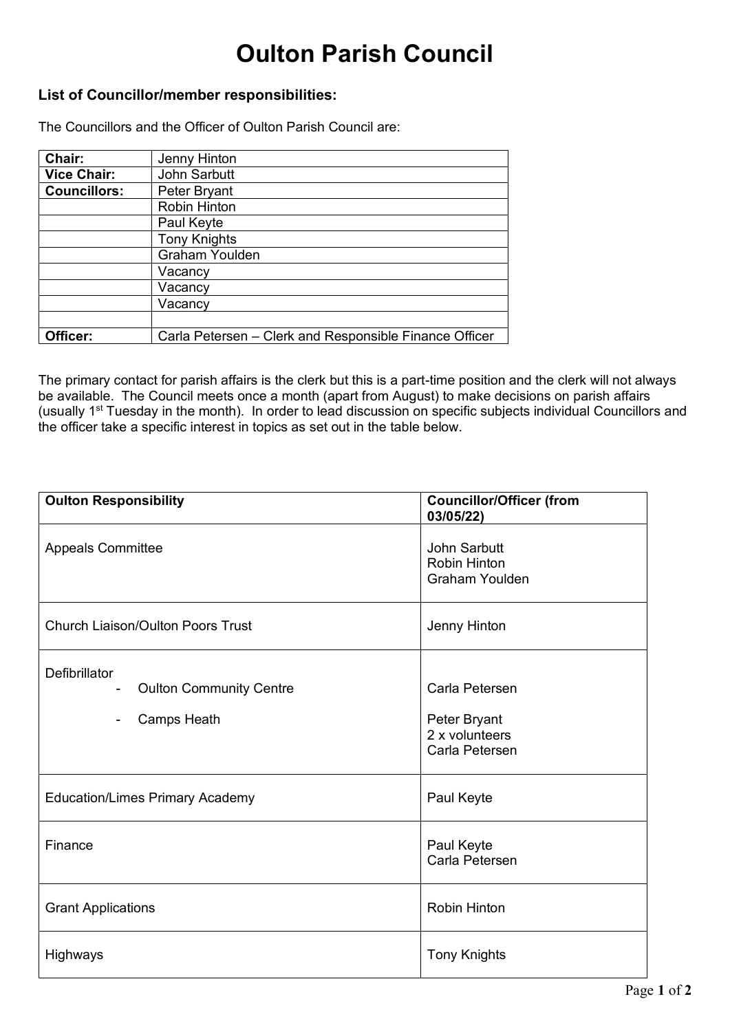# Oulton Parish Council

### List of Councillor/member responsibilities:

The Councillors and the Officer of Oulton Parish Council are:

| | |
|---|---|
| **Chair:** | Jenny Hinton |
| **Vice Chair:** | John Sarbutt |
| **Councillors:** | Peter Bryant |
| | Robin Hinton |
| | Paul Keyte |
| | Tony Knights |
| | Graham Youlden |
| | Vacancy |
| | Vacancy |
| | Vacancy |
| | |
| **Officer:** | Carla Petersen – Clerk and Responsible Finance Officer |

The primary contact for parish affairs is the clerk but this is a part-time position and the clerk will not always be available. The Council meets once a month (apart from August) to make decisions on parish affairs (usually 1st Tuesday in the month). In order to lead discussion on specific subjects individual Councillors and the officer take a specific interest in topics as set out in the table below.

| **Oulton Responsibility** | **Councillor/Officer (from 03/05/22)** |
|---|---|
| Appeals Committee | John Sarbutt<br>Robin Hinton<br>Graham Youlden |
| Church Liaison/Oulton Poors Trust | Jenny Hinton |
| Defibrillator<br>- Oulton Community Centre<br>- Camps Heath | Carla Petersen<br>Peter Bryant<br>2 x volunteers<br>Carla Petersen |
| Education/Limes Primary Academy | Paul Keyte |
| Finance | Paul Keyte<br>Carla Petersen |
| Grant Applications | Robin Hinton |
| Highways | Tony Knights |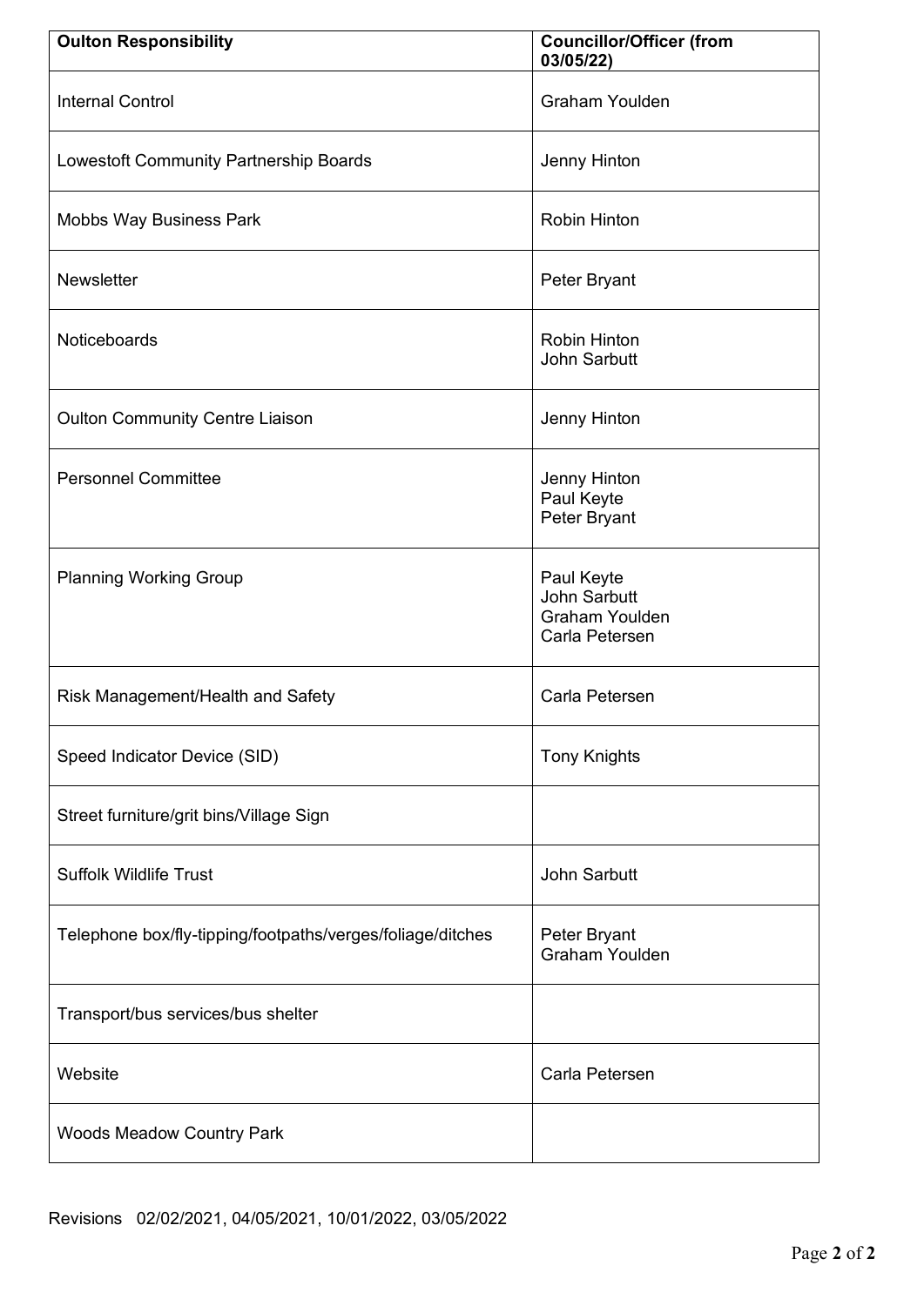| **Oulton Responsibility** | **Councillor/Officer (from 03/05/22)** |
|---|---|
| Internal Control | Graham Youlden |
| Lowestoft Community Partnership Boards | Jenny Hinton |
| Mobbs Way Business Park | Robin Hinton |
| Newsletter | Peter Bryant |
| Noticeboards | Robin Hinton<br>John Sarbutt |
| Oulton Community Centre Liaison | Jenny Hinton |
| Personnel Committee | Jenny Hinton<br>Paul Keyte<br>Peter Bryant |
| Planning Working Group | Paul Keyte<br>John Sarbutt<br>Graham Youlden<br>Carla Petersen |
| Risk Management/Health and Safety | Carla Petersen |
| Speed Indicator Device (SID) | Tony Knights |
| Street furniture/grit bins/Village Sign | |
| Suffolk Wildlife Trust | John Sarbutt |
| Telephone box/fly-tipping/footpaths/verges/foliage/ditches | Peter Bryant<br>Graham Youlden |
| Transport/bus services/bus shelter | |
| Website | Carla Petersen |
| Woods Meadow Country Park | |

Revisions 02/02/2021, 04/05/2021, 10/01/2022, 03/05/2022